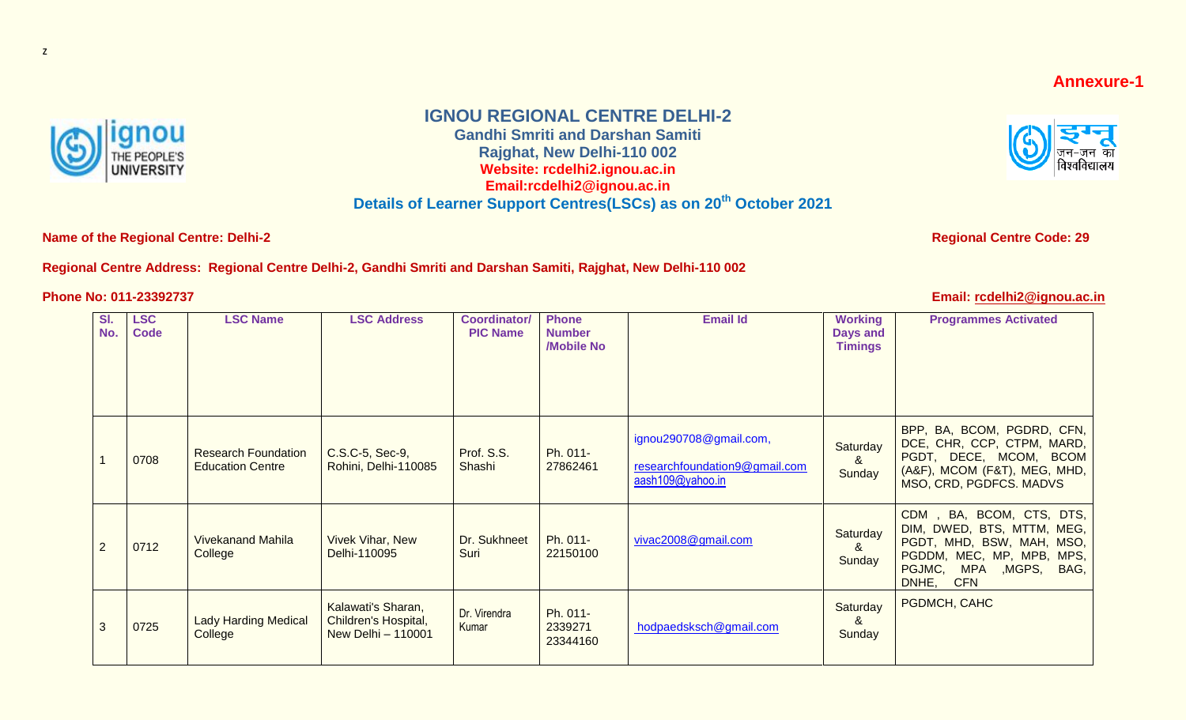z

**Annexure-1**

# IGNOU REGIONAL CENTRE DELHI-2

**Gandhi Smriti and Darshan Samiti**
**Rajghat, New Delhi-110 002**
**Website: rcdelhi2.ignou.ac.in**
**Email:rcdelhi2@ignou.ac.in**

## Details of Learner Support Centres(LSCs) as on 20th October 2021

**Name of the Regional Centre: Delhi-2** **Regional Centre Code: 29**

**Regional Centre Address: Regional Centre Delhi-2, Gandhi Smriti and Darshan Samiti, Rajghat, New Delhi-110 002**

**Phone No: 011-23392737** **Email: rcdelhi2@ignou.ac.in**

| Sl. No. | LSC Code | LSC Name | LSC Address | Coordinator/ PIC Name | Phone Number /Mobile No | Email Id | Working Days and Timings | Programmes Activated |
|---|---|---|---|---|---|---|---|---|
| 1 | 0708 | Research Foundation Education Centre | C.S.C-5, Sec-9, Rohini, Delhi-110085 | Prof. S.S. Shashi | Ph. 011-27862461 | ignou290708@gmail.com, researchfoundation9@gmail.com aash109@yahoo.in | Saturday & Sunday | BPP, BA, BCOM, PGDRD, CFN, DCE, CHR, CCP, CTPM, MARD, PGDT, DECE, MCOM, BCOM (A&F), MCOM (F&T), MEG, MHD, MSO, CRD, PGDFCS. MADVS |
| 2 | 0712 | Vivekanand Mahila College | Vivek Vihar, New Delhi-110095 | Dr. Sukhneet Suri | Ph. 011-22150100 | vivac2008@gmail.com | Saturday & Sunday | CDM , BA, BCOM, CTS, DTS, DIM, DWED, BTS, MTTM, MEG, PGDT, MHD, BSW, MAH, MSO, PGDDM, MEC, MP, MPB, MPS, PGJMC, MPA ,MGPS, BAG, DNHE, CFN |
| 3 | 0725 | Lady Harding Medical College | Kalawati's Sharan, Children's Hospital, New Delhi – 110001 | Dr. Virendra Kumar | Ph. 011-2339271 23344160 | hodpaedsksch@gmail.com | Saturday & Sunday | PGDMCH, CAHC |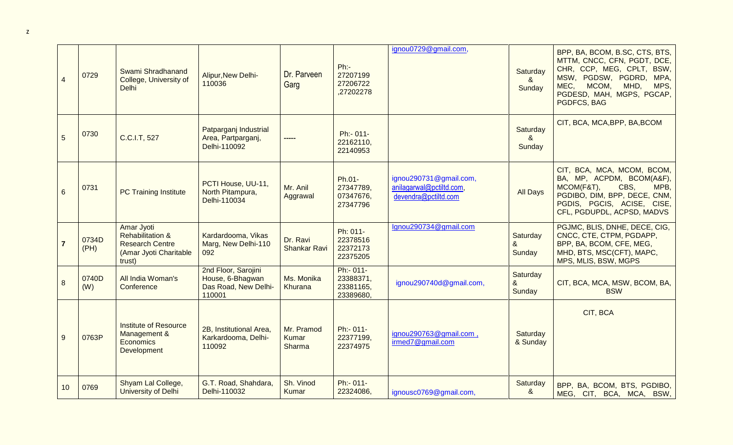z

| 4 | 0729 | Swami Shradhanand College, University of Delhi | Alipur,New Delhi-110036 | Dr. Parveen Garg | Ph:- 27207199 27206722 ,27202278 | ignou0729@gmail.com, | Saturday & Sunday | BPP, BA, BCOM, B.SC, CTS, BTS, MTTM, CNCC, CFN, PGDT, DCE, CHR, CCP, MEG, CPLT, BSW, MSW, PGDSW, PGDRD, MPA, MEC, MCOM, MHD, MPS, PGDESD, MAH, MGPS, PGCAP, PGDFCS, BAG |
|---|---|---|---|---|---|---|---|---|
| 5 | 0730 | C.C.I.T, 527 | Patparganj Industrial Area, Partparganj, Delhi-110092 | ----- | Ph:- 011-22162110, 22140953 | | Saturday & Sunday | CIT, BCA, MCA,BPP, BA,BCOM |
| 6 | 0731 | PC Training Institute | PCTI House, UU-11, North Pitampura, Delhi-110034 | Mr. Anil Aggrawal | Ph.01-27347789, 07347676, 27347796 | ignou290731@gmail.com, anilagarwal@pctiltd.com, devendra@pctiltd.com | All Days | CIT, BCA, MCA, MCOM, BCOM, BA, MP, ACPDM, BCOM(A&F), MCOM(F&T), CBS, MPB, PGDIBO, DIM, BPP, DECE, CNM, PGDIS, PGCIS, ACISE, CISE, CFL, PGDUPDL, ACPSD, MADVS |
| **7** | 0734D (PH) | Amar Jyoti Rehabilitation & Research Centre (Amar Jyoti Charitable trust) | Kardardooma, Vikas Marg, New Delhi-110 092 | Dr. Ravi Shankar Ravi | Ph: 011-22378516 22372173 22375205 | Ignou290734@gmail.com | Saturday & Sunday | PGJMC, BLIS, DNHE, DECE, CIG, CNCC, CTE, CTPM, PGDAPP, BPP, BA, BCOM, CFE, MEG, MHD, BTS, MSC(CFT), MAPC, MPS, MLIS, BSW, MGPS |
| 8 | 0740D (W) | All India Woman's Conference | 2nd Floor, Sarojini House, 6-Bhagwan Das Road, New Delhi-110001 | Ms. Monika Khurana | Ph:- 011-23388371, 23381165, 23389680, | ignou290740d@gmail.com, | Saturday & Sunday | CIT, BCA, MCA, MSW, BCOM, BA, BSW |
| 9 | 0763P | Institute of Resource Management & Economics Development | 2B, Institutional Area, Karkardooma, Delhi-110092 | Mr. Pramod Kumar Sharma | Ph:- 011-22377199, 22374975 | ignou290763@gmail.com , irmed7@gmail.com | Saturday & Sunday | CIT, BCA |
| 10 | 0769 | Shyam Lal College, University of Delhi | G.T. Road, Shahdara, Delhi-110032 | Sh. Vinod Kumar | Ph:- 011-22324086, | ignousc0769@gmail.com, | Saturday & | BPP, BA, BCOM, BTS, PGDIBO, MEG, CIT, BCA, MCA, BSW, |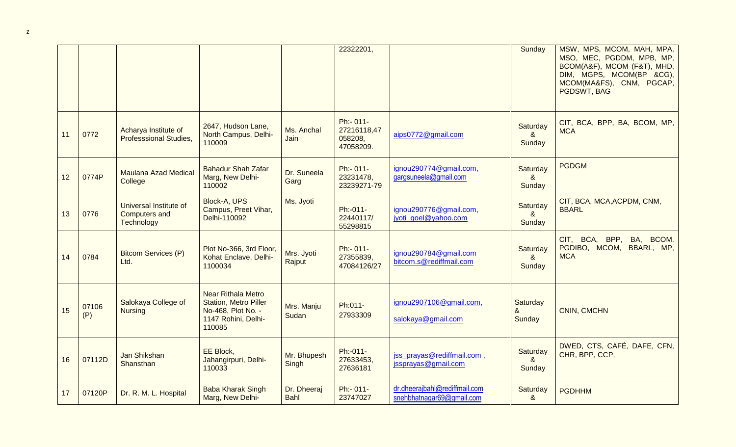z

| | | | | | | | | |
|---|---|---|---|---|---|---|---|---|
| | | | | | 22322201, | | Sunday | MSW, MPS, MCOM, MAH, MPA, MSO, MEC, PGDDM, MPB, MP, BCOM(A&F), MCOM (F&T), MHD, DIM, MGPS, MCOM(BP &CG), MCOM(MA&FS), CNM, PGCAP, PGDSWT, BAG |
| 11 | 0772 | Acharya Institute of Professsional Studies, | 2647, Hudson Lane, North Campus, Delhi-110009 | Ms. Anchal Jain | Ph:- 011-27216118,47 058208, 47058209. | aips0772@gmail.com | Saturday & Sunday | CIT, BCA, BPP, BA, BCOM, MP, MCA |
| 12 | 0774P | Maulana Azad Medical College | Bahadur Shah Zafar Marg, New Delhi-110002 | Dr. Suneela Garg | Ph:- 011-23231478, 23239271-79 | ignou290774@gmail.com, gargsuneela@gmail.com | Saturday & Sunday | PGDGM |
| 13 | 0776 | Universal Institute of Computers and Technology | Block-A, UPS Campus, Preet Vihar, Delhi-110092 | Ms. Jyoti | Ph:-011-22440117/ 55298815 | ignou290776@gmail.com, jyoti_goel@yahoo.com | Saturday & Sunday | CIT, BCA, MCA,ACPDM, CNM, BBARL |
| 14 | 0784 | Bitcom Services (P) Ltd. | Plot No-366, 3rd Floor, Kohat Enclave, Delhi-1100034 | Mrs. Jyoti Rajput | Ph:- 011-27355839, 47084126/27 | ignou290784@gmail.com bitcom.s@rediffmail.com | Saturday & Sunday | CIT, BCA, BPP, BA, BCOM. PGDIBO, MCOM, BBARL, MP, MCA |
| 15 | 07106 (P) | Salokaya College of Nursing | Near Rithala Metro Station, Metro Piller No-468, Plot No. - 1147 Rohini, Delhi-110085 | Mrs. Manju Sudan | Ph:011-27933309 | ignou2907106@gmail.com, salokaya@gmail.com | Saturday & Sunday | CNIN, CMCHN |
| 16 | 07112D | Jan Shikshan Shansthan | EE Block, Jahangirpuri, Delhi-110033 | Mr. Bhupesh Singh | Ph:-011-27633453, 27636181 | jss_prayas@rediffmail.com , jssprayas@gmail.com | Saturday & Sunday | DWED, CTS, CAFÉ, DAFE, CFN, CHR, BPP, CCP. |
| 17 | 07120P | Dr. R. M. L. Hospital | Baba Kharak Singh Marg, New Delhi- | Dr. Dheeraj Bahl | Ph:- 011-23747027 | dr.dheerajbahl@rediffmail.com snehbhatnagar69@gmail.com | Saturday & | PGDHHM |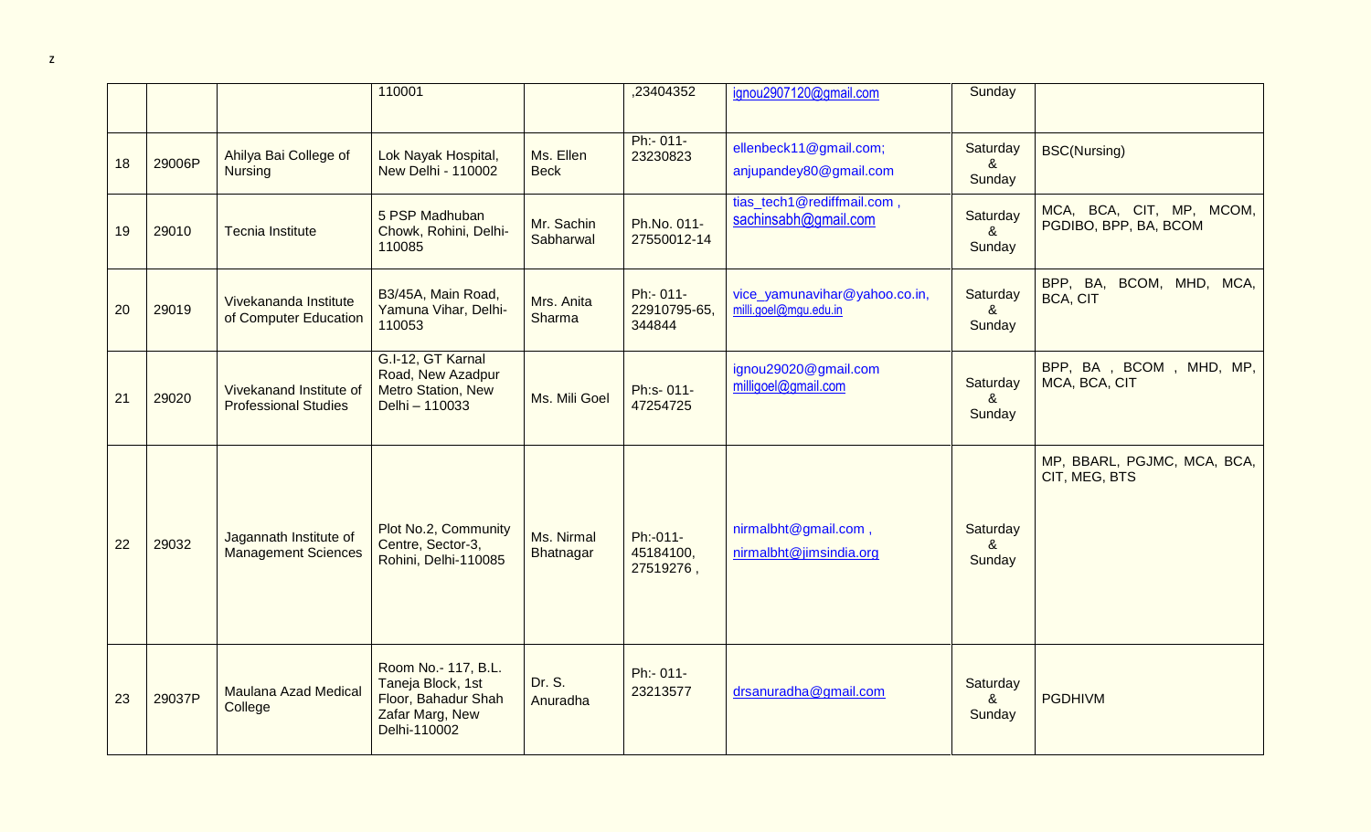z

| | | | | | | | | |
|---|---|---|---|---|---|---|---|---|
| | | | 110001 | | ,23404352 | ignou2907120@gmail.com | Sunday | |
| 18 | 29006P | Ahilya Bai College of Nursing | Lok Nayak Hospital, New Delhi - 110002 | Ms. Ellen Beck | Ph:- 011-23230823 | ellenbeck11@gmail.com; anjupandey80@gmail.com | Saturday & Sunday | BSC(Nursing) |
| 19 | 29010 | Tecnia Institute | 5 PSP Madhuban Chowk, Rohini, Delhi-110085 | Mr. Sachin Sabharwal | Ph.No. 011-27550012-14 | tias_tech1@rediffmail.com , sachinsabh@gmail.com | Saturday & Sunday | MCA, BCA, CIT, MP, MCOM, PGDIBO, BPP, BA, BCOM |
| 20 | 29019 | Vivekananda Institute of Computer Education | B3/45A, Main Road, Yamuna Vihar, Delhi-110053 | Mrs. Anita Sharma | Ph:- 011-22910795-65, 344844 | vice_yamunavihar@yahoo.co.in, milli.goel@mgu.edu.in | Saturday & Sunday | BPP, BA, BCOM, MHD, MCA, BCA, CIT |
| 21 | 29020 | Vivekanand Institute of Professional Studies | G.I-12, GT Karnal Road, New Azadpur Metro Station, New Delhi – 110033 | Ms. Mili Goel | Ph:s- 011-47254725 | ignou29020@gmail.com milligoel@gmail.com | Saturday & Sunday | BPP, BA , BCOM , MHD, MP, MCA, BCA, CIT |
| 22 | 29032 | Jagannath Institute of Management Sciences | Plot No.2, Community Centre, Sector-3, Rohini, Delhi-110085 | Ms. Nirmal Bhatnagar | Ph:-011-45184100, 27519276 , | nirmalbht@gmail.com , nirmalbht@jimsindia.org | Saturday & Sunday | MP, BBARL, PGJMC, MCA, BCA, CIT, MEG, BTS |
| 23 | 29037P | Maulana Azad Medical College | Room No.- 117, B.L. Taneja Block, 1st Floor, Bahadur Shah Zafar Marg, New Delhi-110002 | Dr. S. Anuradha | Ph:- 011-23213577 | drsanuradha@gmail.com | Saturday & Sunday | PGDHIVM |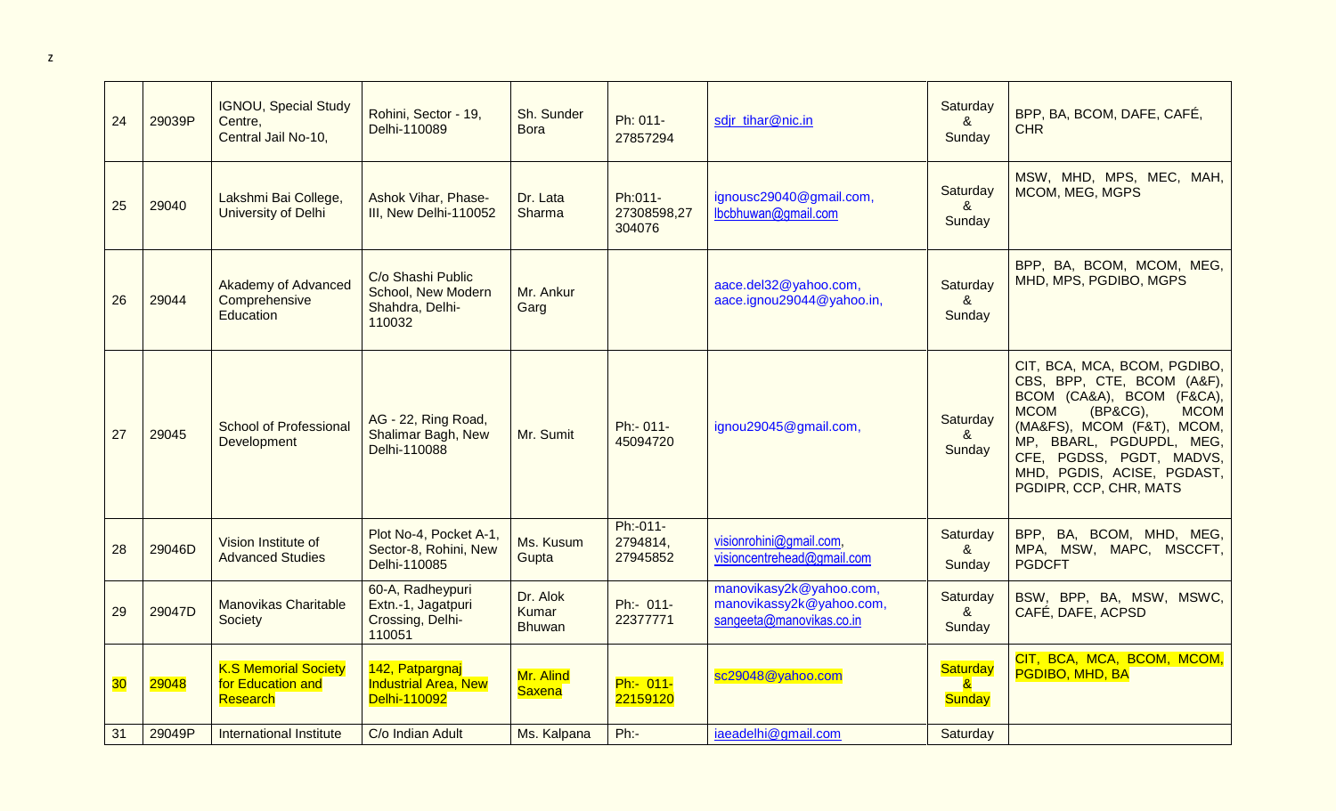z

| 24 | 29039P | IGNOU, Special Study Centre, Central Jail No-10, | Rohini, Sector - 19, Delhi-110089 | Sh. Sunder Bora | Ph: 011-27857294 | sdjr_tihar@nic.in | Saturday & Sunday | BPP, BA, BCOM, DAFE, CAFÉ, CHR |
|---|---|---|---|---|---|---|---|---|
| 25 | 29040 | Lakshmi Bai College, University of Delhi | Ashok Vihar, Phase-III, New Delhi-110052 | Dr. Lata Sharma | Ph:011-27308598,27304076 | ignousc29040@gmail.com, lbcbhuwan@gmail.com | Saturday & Sunday | MSW, MHD, MPS, MEC, MAH, MCOM, MEG, MGPS |
| 26 | 29044 | Akademy of Advanced Comprehensive Education | C/o Shashi Public School, New Modern Shahdra, Delhi-110032 | Mr. Ankur Garg | | aace.del32@yahoo.com, aace.ignou29044@yahoo.in, | Saturday & Sunday | BPP, BA, BCOM, MCOM, MEG, MHD, MPS, PGDIBO, MGPS |
| 27 | 29045 | School of Professional Development | AG - 22, Ring Road, Shalimar Bagh, New Delhi-110088 | Mr. Sumit | Ph:- 011-45094720 | ignou29045@gmail.com, | Saturday & Sunday | CIT, BCA, MCA, BCOM, PGDIBO, CBS, BPP, CTE, BCOM (A&F), BCOM (CA&A), BCOM (F&CA), MCOM (BP&CG), MCOM (MA&FS), MCOM (F&T), MCOM, MP, BBARL, PGDUPDL, MEG, CFE, PGDSS, PGDT, MADVS, MHD, PGDIS, ACISE, PGDAST, PGDIPR, CCP, CHR, MATS |
| 28 | 29046D | Vision Institute of Advanced Studies | Plot No-4, Pocket A-1, Sector-8, Rohini, New Delhi-110085 | Ms. Kusum Gupta | Ph:-011-2794814, 27945852 | visionrohini@gmail.com, visioncentrehead@gmail.com | Saturday & Sunday | BPP, BA, BCOM, MHD, MEG, MPA, MSW, MAPC, MSCCFT, PGDCFT |
| 29 | 29047D | Manovikas Charitable Society | 60-A, Radheypuri Extn.-1, Jagatpuri Crossing, Delhi-110051 | Dr. Alok Kumar Bhuwan | Ph:- 011-22377771 | manovikasy2k@yahoo.com, manovikassy2k@yahoo.com, sangeeta@manovikas.co.in | Saturday & Sunday | BSW, BPP, BA, MSW, MSWC, CAFÉ, DAFE, ACPSD |
| 30 | 29048 | K.S Memorial Society for Education and Research | 142, Patpargnaj Industrial Area, New Delhi-110092 | Mr. Alind Saxena | Ph:- 011-22159120 | sc29048@yahoo.com | Saturday & Sunday | CIT, BCA, MCA, BCOM, MCOM, PGDIBO, MHD, BA |
| 31 | 29049P | International Institute | C/o Indian Adult | Ms. Kalpana | Ph:- | iaeadelhi@gmail.com | Saturday | |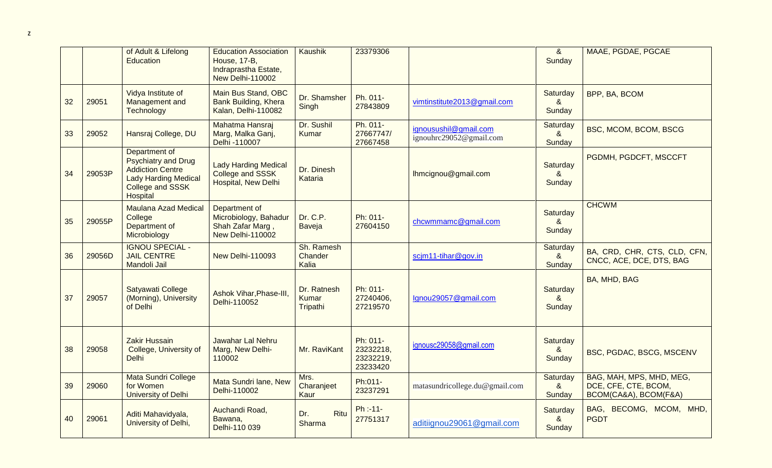z

| | | | | | | | | |
|---|---|---|---|---|---|---|---|---|
| | | of Adult & Lifelong Education | Education Association House, 17-B, Indraprastha Estate, New Delhi-110002 | Kaushik | 23379306 | | & Sunday | MAAE, PGDAE, PGCAE |
| 32 | 29051 | Vidya Institute of Management and Technology | Main Bus Stand, OBC Bank Building, Khera Kalan, Delhi-110082 | Dr. Shamsher Singh | Ph. 011-27843809 | vimtinstitute2013@gmail.com | Saturday & Sunday | BPP, BA, BCOM |
| 33 | 29052 | Hansraj College, DU | Mahatma Hansraj Marg, Malka Ganj, Delhi -110007 | Dr. Sushil Kumar | Ph. 011-27667747/ 27667458 | ignousushil@gmail.com ignouhrc29052@gmail.com | Saturday & Sunday | BSC, MCOM, BCOM, BSCG |
| 34 | 29053P | Department of Psychiatry and Drug Addiction Centre Lady Harding Medical College and SSSK Hospital | Lady Harding Medical College and SSSK Hospital, New Delhi | Dr. Dinesh Kataria | | lhmcignou@gmail.com | Saturday & Sunday | PGDMH, PGDCFT, MSCCFT |
| 35 | 29055P | Maulana Azad Medical College Department of Microbiology | Department of Microbiology, Bahadur Shah Zafar Marg , New Delhi-110002 | Dr. C.P. Baveja | Ph: 011-27604150 | chcwmmamc@gmail.com | Saturday & Sunday | CHCWM |
| 36 | 29056D | IGNOU SPECIAL - JAIL CENTRE Mandoli Jail | New Delhi-110093 | Sh. Ramesh Chander Kalia | | scjm11-tihar@gov.in | Saturday & Sunday | BA, CRD, CHR, CTS, CLD, CFN, CNCC, ACE, DCE, DTS, BAG |
| 37 | 29057 | Satyawati College (Morning), University of Delhi | Ashok Vihar,Phase-III, Delhi-110052 | Dr. Ratnesh Kumar Tripathi | Ph: 011-27240406, 27219570 | Ignou29057@gmail.com | Saturday & Sunday | BA, MHD, BAG |
| 38 | 29058 | Zakir Hussain College, University of Delhi | Jawahar Lal Nehru Marg, New Delhi-110002 | Mr. RaviKant | Ph: 011-23232218, 23232219, 23233420 | ignousc29058@gmail.com | Saturday & Sunday | BSC, PGDAC, BSCG, MSCENV |
| 39 | 29060 | Mata Sundri College for Women University of Delhi | Mata Sundri lane, New Delhi-110002 | Mrs. Charanjeet Kaur | Ph:011-23237291 | matasundricollege.du@gmail.com | Saturday & Sunday | BAG, MAH, MPS, MHD, MEG, DCE, CFE, CTE, BCOM, BCOM(CA&A), BCOM(F&A) |
| 40 | 29061 | Aditi Mahavidyala, University of Delhi, | Auchandi Road, Bawana, Delhi-110 039 | Dr. Ritu Sharma | Ph :-11-27751317 | aditiignou29061@gmail.com | Saturday & Sunday | BAG, BECOMG, MCOM, MHD, PGDT |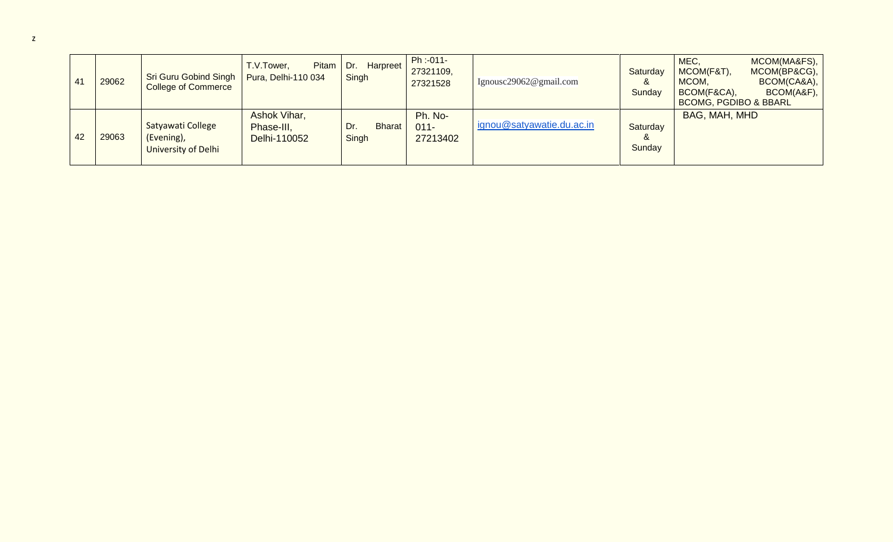z

| | | | | | | | | |
|---|---|---|---|---|---|---|---|---|
| 41 | 29062 | Sri Guru Gobind Singh College of Commerce | T.V.Tower, Pitam Pura, Delhi-110 034 | Dr. Harpreet Singh | Ph :-011-27321109, 27321528 | Ignousc29062@gmail.com | Saturday & Sunday | MEC, MCOM(MA&FS), MCOM(F&T), MCOM(BP&CG), MCOM, BCOM(CA&A), BCOM(F&CA), BCOM(A&F), BCOMG, PGDIBO & BBARL |
| 42 | 29063 | Satyawati College (Evening), University of Delhi | Ashok Vihar, Phase-III, Delhi-110052 | Dr. Bharat Singh | Ph. No-011-27213402 | ignou@satyawatie.du.ac.in | Saturday & Sunday | BAG, MAH, MHD |